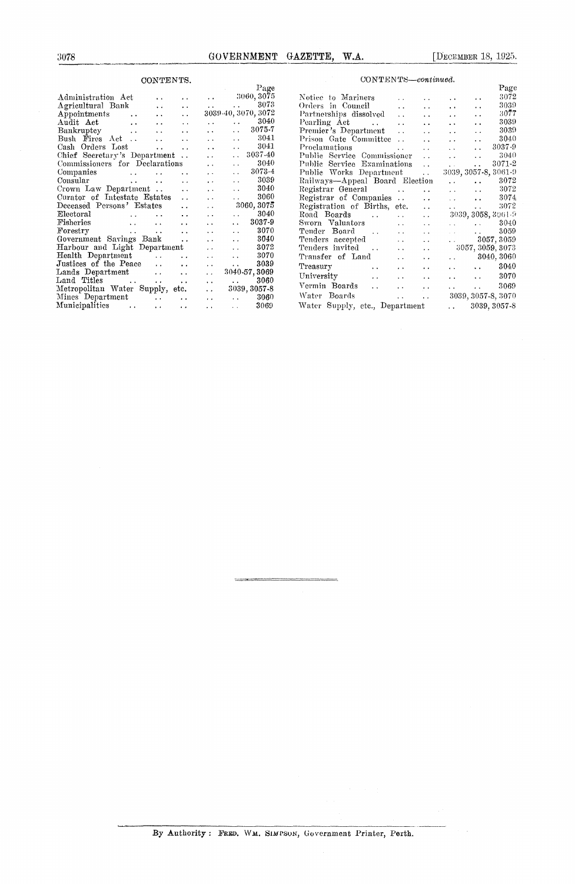## CONTENTS.

| | Page |
|---|---|
| Administration Act | 3060, 3075 |
| Agricultural Bank | 3073 |
| Appointments | 3039-40, 3070, 3072 |
| Audit Act | 3040 |
| Bankruptcy | 3075-7 |
| Bush Fires Act | 3041 |
| Cash Orders Lost | 3041 |
| Chief Secretary's Department | 3037-40 |
| Commissioners for Declarations | 3040 |
| Companies | 3073-4 |
| Consular | 3039 |
| Crown Law Department | 3040 |
| Curator of Intestate Estates | 3060 |
| Deceased Persons' Estates | 3060, 3075 |
| Electoral | 3040 |
| Fisheries | 3037-9 |
| Forestry | 3070 |
| Government Savings Bank | 3040 |
| Harbour and Light Department | 3072 |
| Health Department | 3070 |
| Justices of the Peace | 3039 |
| Lands Department | 3040-57, 3069 |
| Land Titles | 3060 |
| Metropolitan Water Supply, etc. | 3039, 3057-8 |
| Mines Department | 3060 |
| Municipalities | 3069 |
| Notice to Mariners | 3072 |
| Orders in Council | 3039 |
| Partnerships dissolved | 3077 |
| Pearling Act | 3039 |
| Premier's Department | 3039 |
| Prison Gate Committee | 3040 |
| Proclamations | 3037-9 |
| Public Service Commissioner | 3040 |
| Public Service Examinations | 3071-2 |
| Public Works Department | 3039, 3057-8, 3061-9 |
| Railways—Appeal Board Election | 3072 |
| Registrar General | 3072 |
| Registrar of Companies | 3074 |
| Registration of Births, etc. | 3072 |
| Road Boards | 3039, 3058, 3061-9 |
| Sworn Valuators | 3040 |
| Tender Board | 3059 |
| Tenders accepted | 3057, 3059 |
| Tenders invited | 3057, 3059, 3073 |
| Transfer of Land | 3040, 3060 |
| Treasury | 3040 |
| University | 3070 |
| Vermin Boards | 3069 |
| Water Boards | 3039, 3057-8, 3070 |
| Water Supply, etc., Department | 3039, 3057-8 |

By Authority: FRED. WM. SIMPSON, Government Printer, Perth.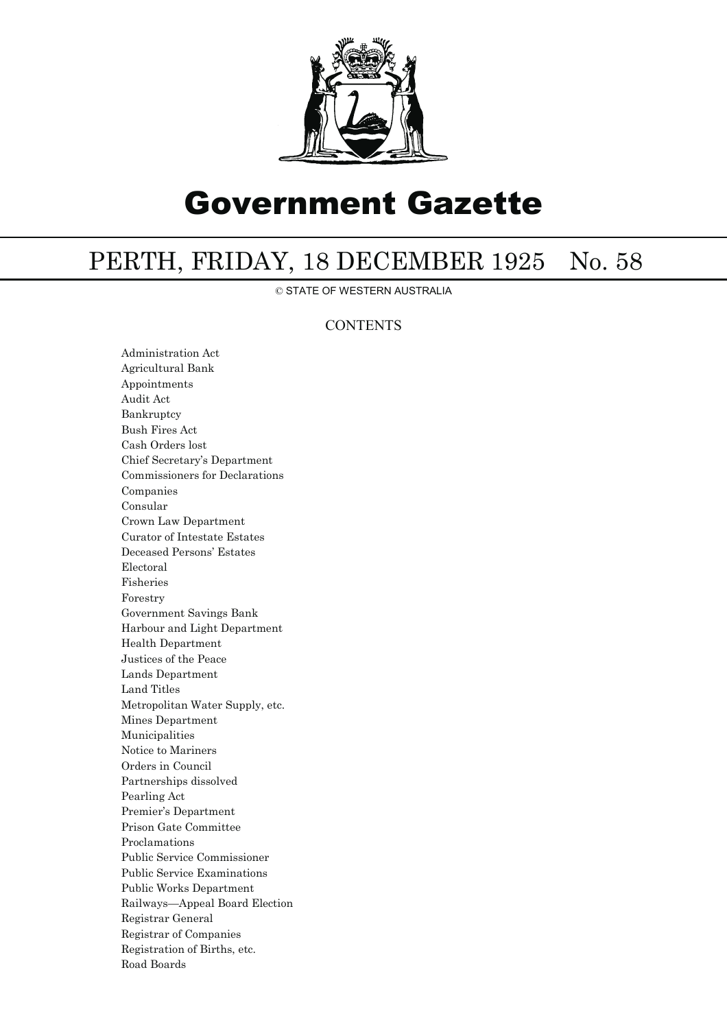# Government Gazette

## PERTH, FRIDAY, 18 DECEMBER 1925 No. 58

© STATE OF WESTERN AUSTRALIA

### CONTENTS

Administration Act
Agricultural Bank
Appointments
Audit Act
Bankruptcy
Bush Fires Act
Cash Orders lost
Chief Secretary's Department
Commissioners for Declarations
Companies
Consular
Crown Law Department
Curator of Intestate Estates
Deceased Persons' Estates
Electoral
Fisheries
Forestry
Government Savings Bank
Harbour and Light Department
Health Department
Justices of the Peace
Lands Department
Land Titles
Metropolitan Water Supply, etc.
Mines Department
Municipalities
Notice to Mariners
Orders in Council
Partnerships dissolved
Pearling Act
Premier's Department
Prison Gate Committee
Proclamations
Public Service Commissioner
Public Service Examinations
Public Works Department
Railways—Appeal Board Election
Registrar General
Registrar of Companies
Registration of Births, etc.
Road Boards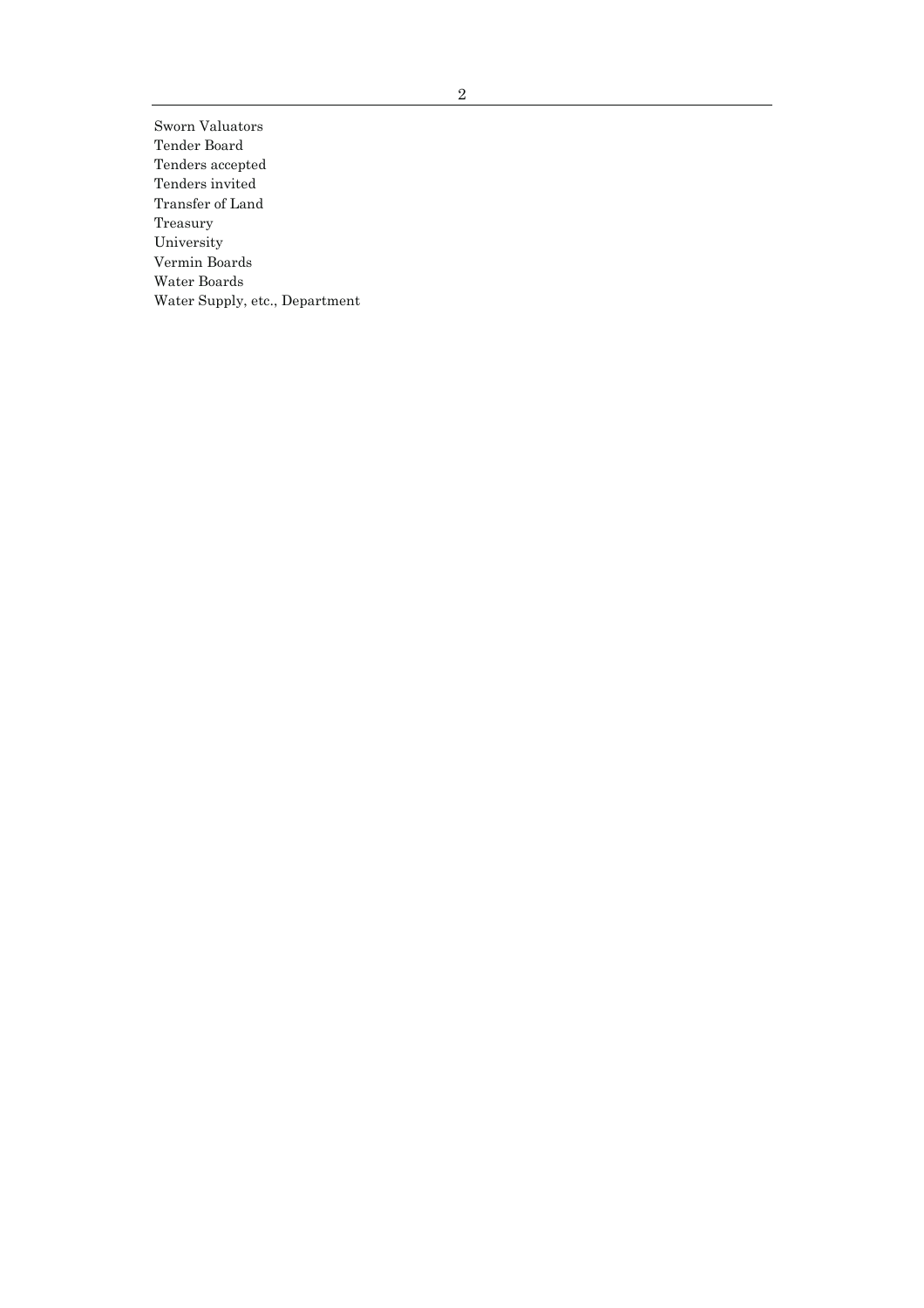Sworn Valuators
Tender Board
Tenders accepted
Tenders invited
Transfer of Land
Treasury
University
Vermin Boards
Water Boards
Water Supply, etc., Department